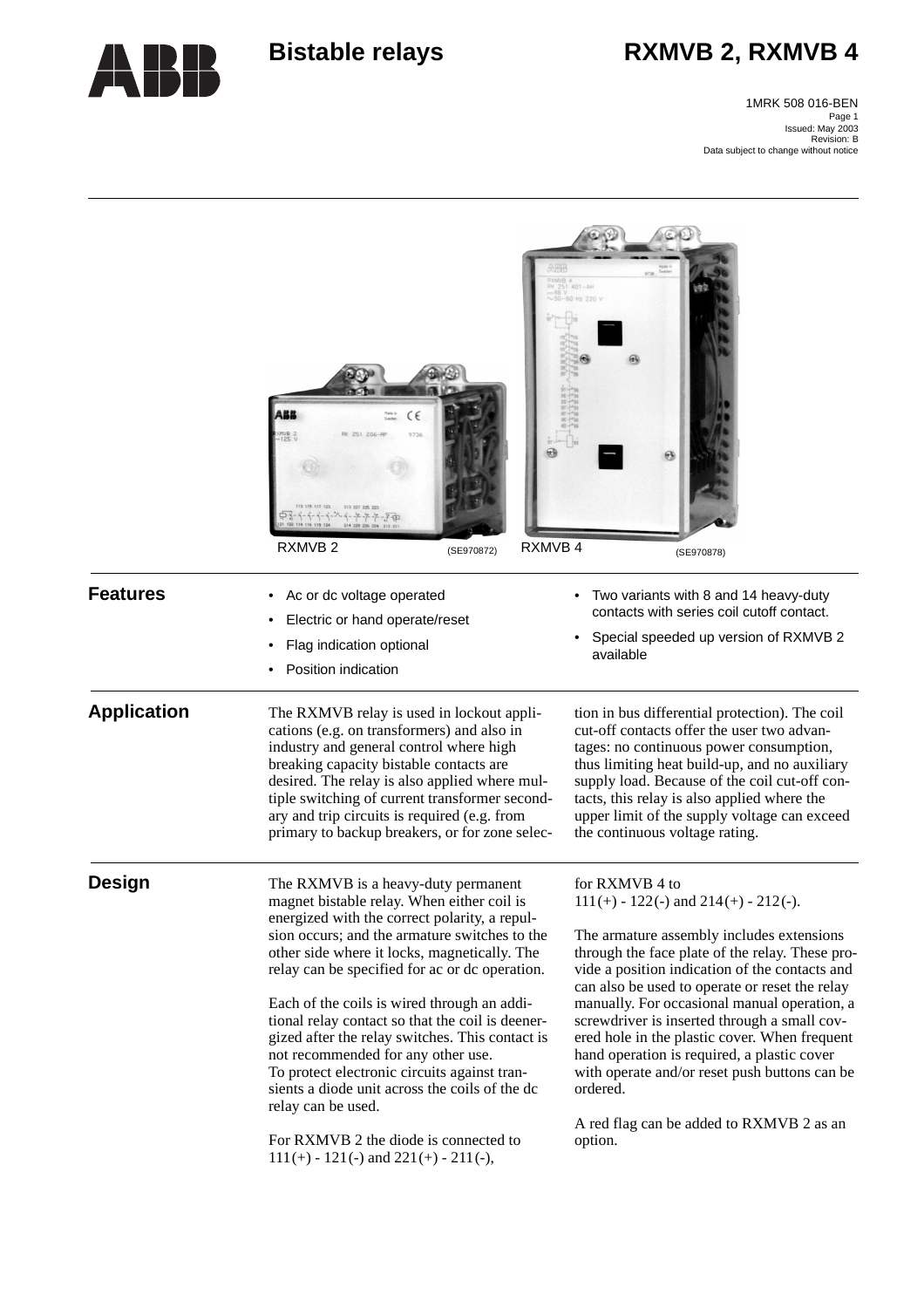# Bistable relays

# RXMVB 2, RXMVB 4

1MRK 508 016-BEN
Issued: May 2003
Revision: B
Data subject to change without notice

RXMVB 2 (SE970872) RXMVB 4 (SE970878)

## Features

- Ac or dc voltage operated
- Electric or hand operate/reset
- Flag indication optional
- Position indication
- Two variants with 8 and 14 heavy-duty contacts with series coil cutoff contact.
- Special speeded up version of RXMVB 2 available

## Application

The RXMVB relay is used in lockout applications (e.g. on transformers) and also in industry and general control where high breaking capacity bistable contacts are desired. The relay is also applied where multiple switching of current transformer secondary and trip circuits is required (e.g. from primary to backup breakers, or for zone selection in bus differential protection). The coil cut-off contacts offer the user two advantages: no continuous power consumption, thus limiting heat build-up, and no auxiliary supply load. Because of the coil cut-off contacts, this relay is also applied where the upper limit of the supply voltage can exceed the continuous voltage rating.

## Design

The RXMVB is a heavy-duty permanent magnet bistable relay. When either coil is energized with the correct polarity, a repulsion occurs; and the armature switches to the other side where it locks, magnetically. The relay can be specified for ac or dc operation.

Each of the coils is wired through an additional relay contact so that the coil is deenergized after the relay switches. This contact is not recommended for any other use.
To protect electronic circuits against transients a diode unit across the coils of the dc relay can be used.

For RXMVB 2 the diode is connected to 111(+) - 121(-) and 221(+) - 211(-), for RXMVB 4 to 111(+) - 122(-) and 214(+) - 212(-).

The armature assembly includes extensions through the face plate of the relay. These provide a position indication of the contacts and can also be used to operate or reset the relay manually. For occasional manual operation, a screwdriver is inserted through a small covered hole in the plastic cover. When frequent hand operation is required, a plastic cover with operate and/or reset push buttons can be ordered.

A red flag can be added to RXMVB 2 as an option.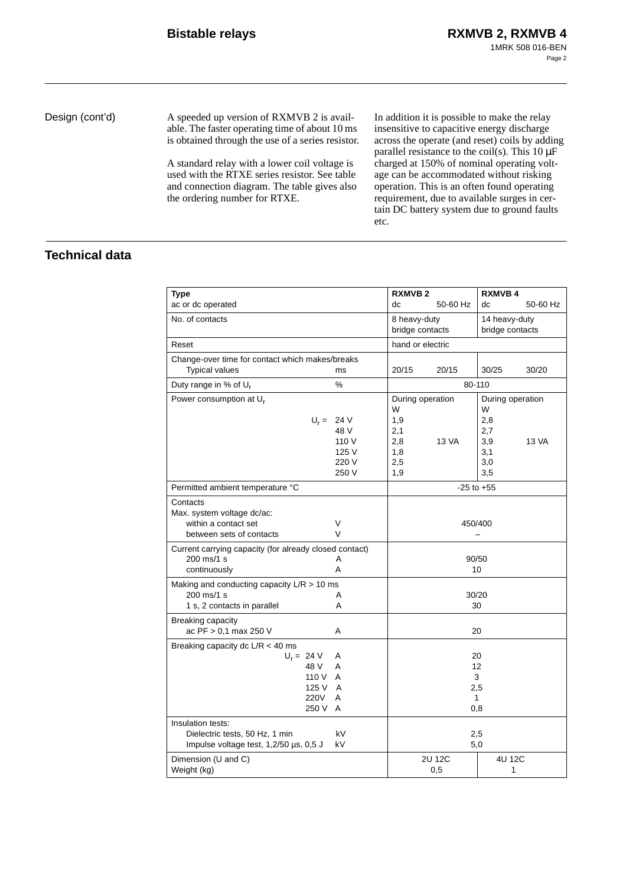## Design (cont'd)

A speeded up version of RXMVB 2 is available. The faster operating time of about 10 ms is obtained through the use of a series resistor.

A standard relay with a lower coil voltage is used with the RTXE series resistor. See table and connection diagram. The table gives also the ordering number for RTXE.

In addition it is possible to make the relay insensitive to capacitive energy discharge across the operate (and reset) coils by adding parallel resistance to the coil(s). This 10 μF charged at 150% of nominal operating voltage can be accommodated without risking operation. This is an often found operating requirement, due to available surges in certain DC battery system due to ground faults etc.

## Technical data

| **Type**<br>ac or dc operated | | **RXMVB 2**<br>dc | <br>50-60 Hz | **RXMVB 4**<br>dc | <br>50-60 Hz |
|---|---|---|---|---|---|
| No. of contacts | | 8 heavy-duty bridge contacts | | 14 heavy-duty bridge contacts | |
| Reset | | hand or electric | | | |
| Change-over time for contact which makes/breaks<br>Typical values | ms | 20/15 | 20/15 | 30/25 | 30/20 |
| Duty range in % of $U_r$ | % | 80-110 | | | |
| Power consumption at $U_r$ | | During operation<br>W | | During operation<br>W | |
| $U_r$ = 24 V | | 1,9 | | 2,8 | |
| 48 V | | 2,1 | | 2,7 | |
| 110 V | | 2,8 | 13 VA | 3,9 | 13 VA |
| 125 V | | 1,8 | | 3,1 | |
| 220 V | | 2,5 | | 3,0 | |
| 250 V | | 1,9 | | 3,5 | |
| Permitted ambient temperature °C | | -25 to +55 | | | |
| Contacts<br>Max. system voltage dc/ac:<br>within a contact set | V | 450/400 | | | |
| between sets of contacts | V | – | | | |
| Current carrying capacity (for already closed contact)<br>200 ms/1 s | A | 90/50 | | | |
| continuously | A | 10 | | | |
| Making and conducting capacity L/R > 10 ms<br>200 ms/1 s | A | 30/20 | | | |
| 1 s, 2 contacts in parallel | A | 30 | | | |
| Breaking capacity<br>ac PF > 0,1 max 250 V | A | 20 | | | |
| Breaking capacity dc L/R < 40 ms<br>$U_r$ = 24 V | A | 20 | | | |
| 48 V | A | 12 | | | |
| 110 V | A | 3 | | | |
| 125 V | A | 2,5 | | | |
| 220V | A | 1 | | | |
| 250 V | A | 0,8 | | | |
| Insulation tests:<br>Dielectric tests, 50 Hz, 1 min | kV | 2,5 | | | |
| Impulse voltage test, 1,2/50 µs, 0,5 J | kV | 5,0 | | | |
| Dimension (U and C) | | 2U 12C | | 4U 12C | |
| Weight (kg) | | 0,5 | | 1 | |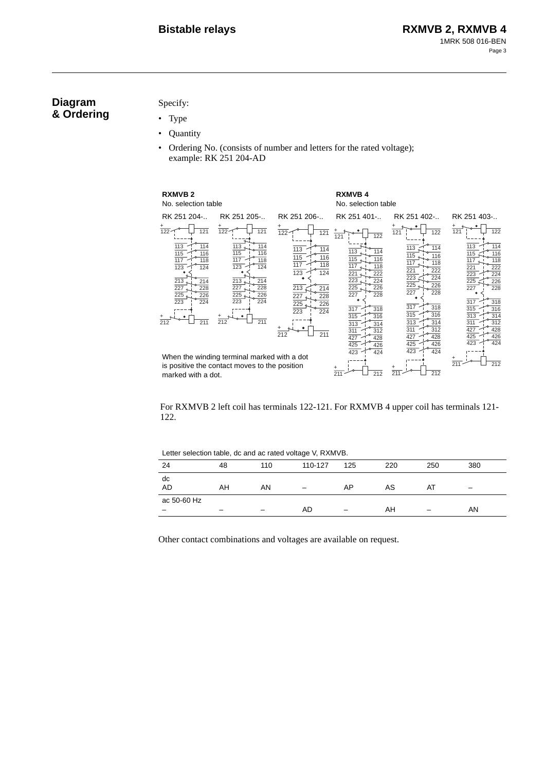## Diagram & Ordering

Specify:

- Type
- Quantity
- Ordering No. (consists of number and letters for the rated voltage); example: RK 251 204-AD

**RXMVB 2**
No. selection table

RK 251 204-.. RK 251 205-.. RK 251 206-..

**RXMVB 4**
No. selection table

RK 251 401-.. RK 251 402-.. RK 251 403-..

When the winding terminal marked with a dot is positive the contact moves to the position marked with a dot.

For RXMVB 2 left coil has terminals 122-121. For RXMVB 4 upper coil has terminals 121-122.

Letter selection table, dc and ac rated voltage V, RXMVB.

| 24 | 48 | 110 | 110-127 | 125 | 220 | 250 | 380 |
|---|---|---|---|---|---|---|---|
| dc | | | | | | | |
| AD | AH | AN | – | AP | AS | AT | – |
| ac 50-60 Hz | | | | | | | |
| – | – | – | AD | – | AH | – | AN |

Other contact combinations and voltages are available on request.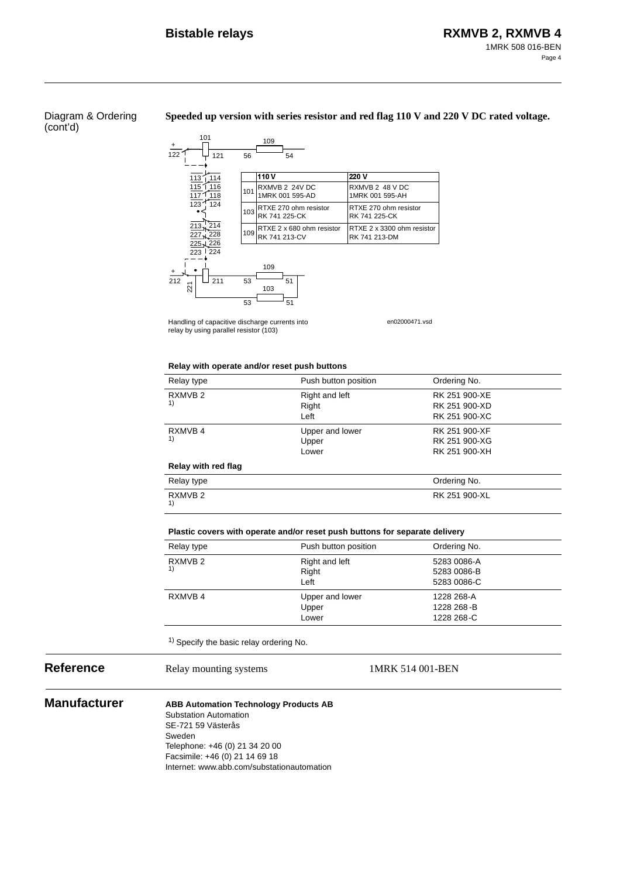Diagram & Ordering (cont'd)

**Speeded up version with series resistor and red flag 110 V and 220 V DC rated voltage.**

| | 110 V | 220 V |
|---|---|---|
| 101 | RXMVB 2 24V DC 1MRK 001 595-AD | RXMVB 2 48 V DC 1MRK 001 595-AH |
| 103 | RTXE 270 ohm resistor RK 741 225-CK | RTXE 270 ohm resistor RK 741 225-CK |
| 109 | RTXE 2 x 680 ohm resistor RK 741 213-CV | RTXE 2 x 3300 ohm resistor RK 741 213-DM |

Handling of capacitive discharge currents into relay by using parallel resistor (103)

en02000471.vsd

**Relay with operate and/or reset push buttons**

| Relay type | Push button position | Ordering No. |
|---|---|---|
| RXMVB 2 1) | Right and left<br>Right<br>Left | RK 251 900-XE<br>RK 251 900-XD<br>RK 251 900-XC |
| RXMVB 4 1) | Upper and lower<br>Upper<br>Lower | RK 251 900-XF<br>RK 251 900-XG<br>RK 251 900-XH |

**Relay with red flag**

| Relay type | Ordering No. |
|---|---|
| RXMVB 2 1) | RK 251 900-XL |

**Plastic covers with operate and/or reset push buttons for separate delivery**

| Relay type | Push button position | Ordering No. |
|---|---|---|
| RXMVB 2 1) | Right and left<br>Right<br>Left | 5283 0086-A<br>5283 0086-B<br>5283 0086-C |
| RXMVB 4 | Upper and lower<br>Upper<br>Lower | 1228 268-A<br>1228 268-B<br>1228 268-C |

1) Specify the basic relay ordering No.

## Reference

Relay mounting systems 1MRK 514 001-BEN

## Manufacturer

**ABB Automation Technology Products AB**
Substation Automation
SE-721 59 Västerås
Sweden
Telephone: +46 (0) 21 34 20 00
Facsimile: +46 (0) 21 14 69 18
Internet: www.abb.com/substationautomation